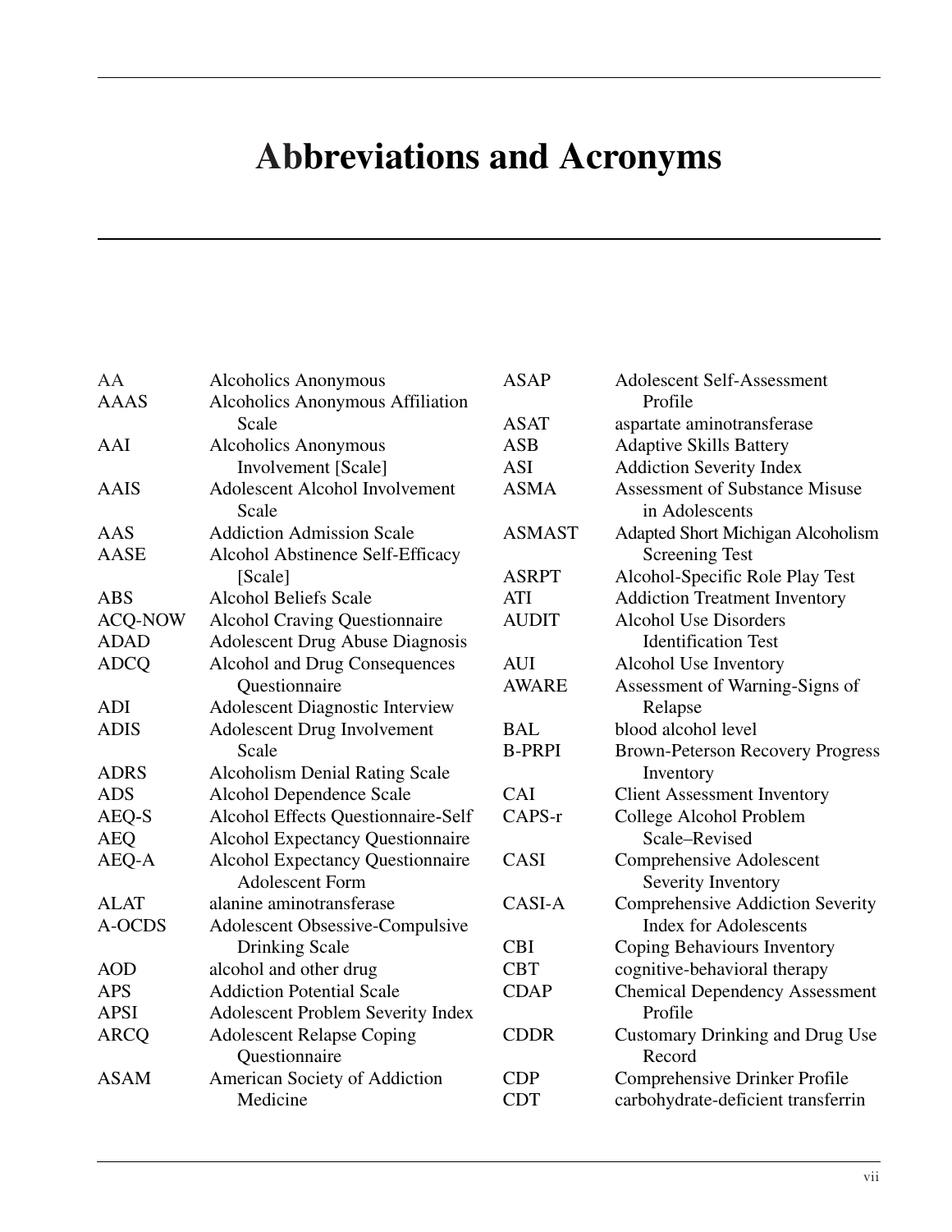# Abbreviations and Acronyms

| | |
|---|---|
| AA | Alcoholics Anonymous |
| AAAS | Alcoholics Anonymous Affiliation Scale |
| AAI | Alcoholics Anonymous Involvement [Scale] |
| AAIS | Adolescent Alcohol Involvement Scale |
| AAS | Addiction Admission Scale |
| AASE | Alcohol Abstinence Self-Efficacy [Scale] |
| ABS | Alcohol Beliefs Scale |
| ACQ-NOW | Alcohol Craving Questionnaire |
| ADAD | Adolescent Drug Abuse Diagnosis |
| ADCQ | Alcohol and Drug Consequences Questionnaire |
| ADI | Adolescent Diagnostic Interview |
| ADIS | Adolescent Drug Involvement Scale |
| ADRS | Alcoholism Denial Rating Scale |
| ADS | Alcohol Dependence Scale |
| AEQ-S | Alcohol Effects Questionnaire-Self |
| AEQ | Alcohol Expectancy Questionnaire |
| AEQ-A | Alcohol Expectancy Questionnaire Adolescent Form |
| ALAT | alanine aminotransferase |
| A-OCDS | Adolescent Obsessive-Compulsive Drinking Scale |
| AOD | alcohol and other drug |
| APS | Addiction Potential Scale |
| APSI | Adolescent Problem Severity Index |
| ARCQ | Adolescent Relapse Coping Questionnaire |
| ASAM | American Society of Addiction Medicine |
| ASAP | Adolescent Self-Assessment Profile |
| ASAT | aspartate aminotransferase |
| ASB | Adaptive Skills Battery |
| ASI | Addiction Severity Index |
| ASMA | Assessment of Substance Misuse in Adolescents |
| ASMAST | Adapted Short Michigan Alcoholism Screening Test |
| ASRPT | Alcohol-Specific Role Play Test |
| ATI | Addiction Treatment Inventory |
| AUDIT | Alcohol Use Disorders Identification Test |
| AUI | Alcohol Use Inventory |
| AWARE | Assessment of Warning-Signs of Relapse |
| BAL | blood alcohol level |
| B-PRPI | Brown-Peterson Recovery Progress Inventory |
| CAI | Client Assessment Inventory |
| CAPS-r | College Alcohol Problem Scale–Revised |
| CASI | Comprehensive Adolescent Severity Inventory |
| CASI-A | Comprehensive Addiction Severity Index for Adolescents |
| CBI | Coping Behaviours Inventory |
| CBT | cognitive-behavioral therapy |
| CDAP | Chemical Dependency Assessment Profile |
| CDDR | Customary Drinking and Drug Use Record |
| CDP | Comprehensive Drinker Profile |
| CDT | carbohydrate-deficient transferrin |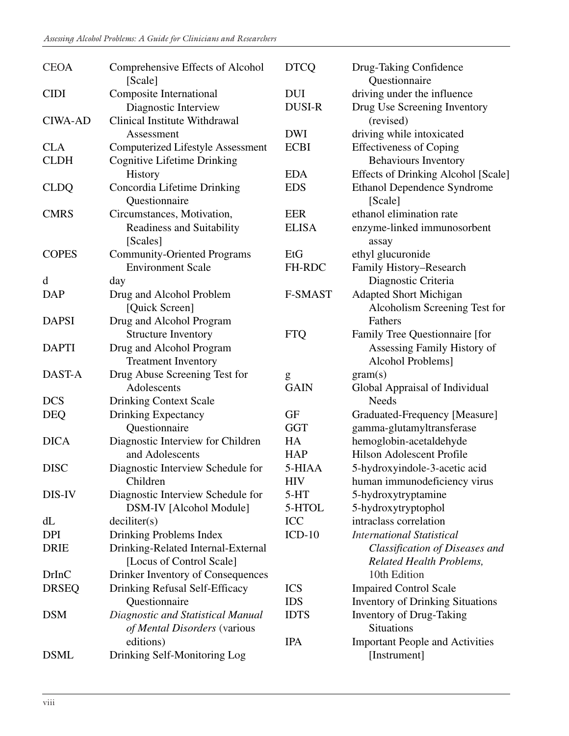| | |
|---|---|
| CEOA | Comprehensive Effects of Alcohol [Scale] |
| CIDI | Composite International Diagnostic Interview |
| CIWA-AD | Clinical Institute Withdrawal Assessment |
| CLA | Computerized Lifestyle Assessment |
| CLDH | Cognitive Lifetime Drinking History |
| CLDQ | Concordia Lifetime Drinking Questionnaire |
| CMRS | Circumstances, Motivation, Readiness and Suitability [Scales] |
| COPES | Community-Oriented Programs Environment Scale |
| d | day |
| DAP | Drug and Alcohol Problem [Quick Screen] |
| DAPSI | Drug and Alcohol Program Structure Inventory |
| DAPTI | Drug and Alcohol Program Treatment Inventory |
| DAST-A | Drug Abuse Screening Test for Adolescents |
| DCS | Drinking Context Scale |
| DEQ | Drinking Expectancy Questionnaire |
| DICA | Diagnostic Interview for Children and Adolescents |
| DISC | Diagnostic Interview Schedule for Children |
| DIS-IV | Diagnostic Interview Schedule for DSM-IV [Alcohol Module] |
| dL | deciliter(s) |
| DPI | Drinking Problems Index |
| DRIE | Drinking-Related Internal-External [Locus of Control Scale] |
| DrInC | Drinker Inventory of Consequences |
| DRSEQ | Drinking Refusal Self-Efficacy Questionnaire |
| DSM | *Diagnostic and Statistical Manual of Mental Disorders* (various editions) |
| DSML | Drinking Self-Monitoring Log |
| DTCQ | Drug-Taking Confidence Questionnaire |
| DUI | driving under the influence |
| DUSI-R | Drug Use Screening Inventory (revised) |
| DWI | driving while intoxicated |
| ECBI | Effectiveness of Coping Behaviours Inventory |
| EDA | Effects of Drinking Alcohol [Scale] |
| EDS | Ethanol Dependence Syndrome [Scale] |
| EER | ethanol elimination rate |
| ELISA | enzyme-linked immunosorbent assay |
| EtG | ethyl glucuronide |
| FH-RDC | Family History–Research Diagnostic Criteria |
| F-SMAST | Adapted Short Michigan Alcoholism Screening Test for Fathers |
| FTQ | Family Tree Questionnaire [for Assessing Family History of Alcohol Problems] |
| g | gram(s) |
| GAIN | Global Appraisal of Individual Needs |
| GF | Graduated-Frequency [Measure] |
| GGT | gamma-glutamyltransferase |
| HA | hemoglobin-acetaldehyde |
| HAP | Hilson Adolescent Profile |
| 5-HIAA | 5-hydroxyindole-3-acetic acid |
| HIV | human immunodeficiency virus |
| 5-HT | 5-hydroxytryptamine |
| 5-HTOL | 5-hydroxytryptophol |
| ICC | intraclass correlation |
| ICD-10 | *International Statistical Classification of Diseases and Related Health Problems,* 10th Edition |
| ICS | Impaired Control Scale |
| IDS | Inventory of Drinking Situations |
| IDTS | Inventory of Drug-Taking Situations |
| IPA | Important People and Activities [Instrument] |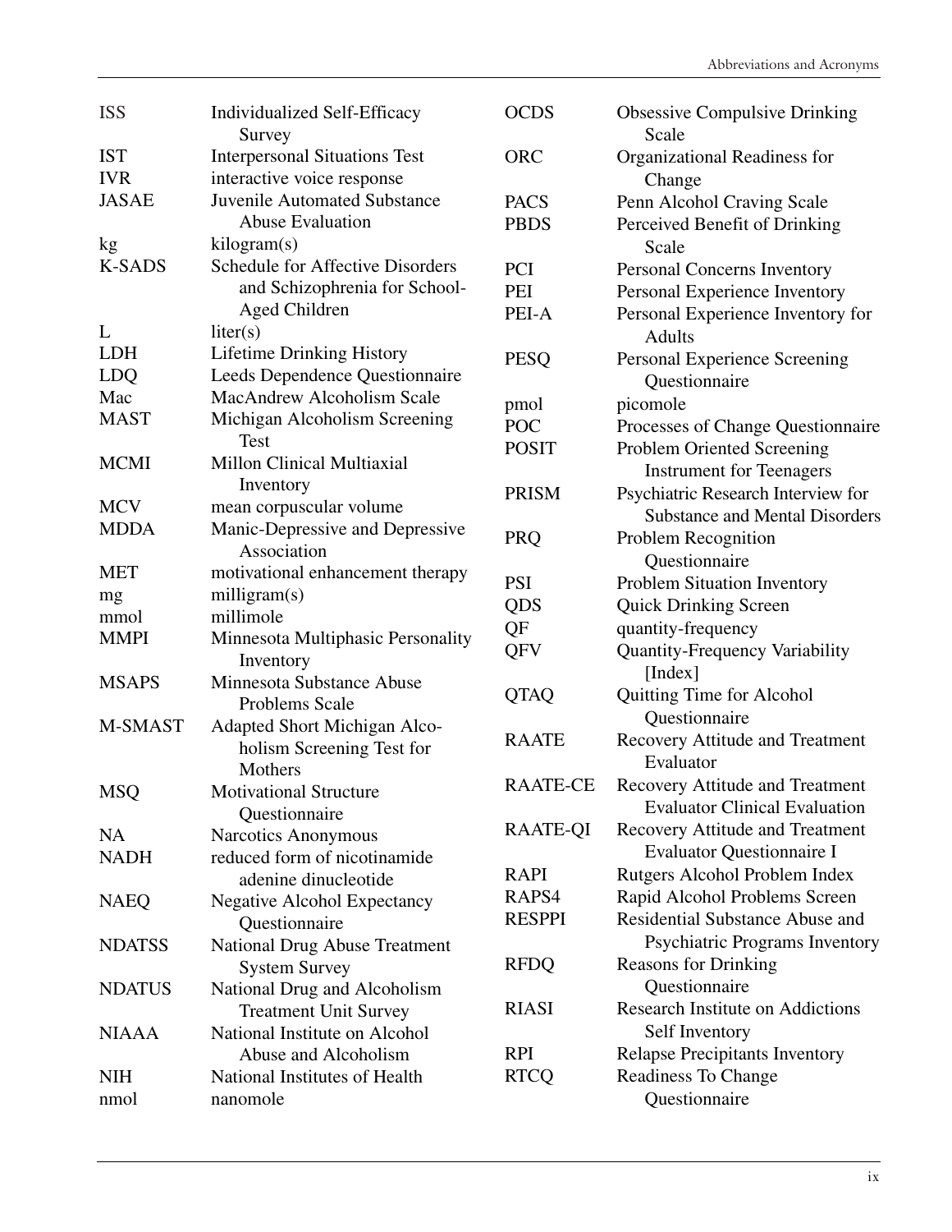| | |
|---|---|
| ISS | Individualized Self-Efficacy Survey |
| IST | Interpersonal Situations Test |
| IVR | interactive voice response |
| JASAE | Juvenile Automated Substance Abuse Evaluation |
| kg | kilogram(s) |
| K-SADS | Schedule for Affective Disorders and Schizophrenia for School-Aged Children |
| L | liter(s) |
| LDH | Lifetime Drinking History |
| LDQ | Leeds Dependence Questionnaire |
| Mac | MacAndrew Alcoholism Scale |
| MAST | Michigan Alcoholism Screening Test |
| MCMI | Millon Clinical Multiaxial Inventory |
| MCV | mean corpuscular volume |
| MDDA | Manic-Depressive and Depressive Association |
| MET | motivational enhancement therapy |
| mg | milligram(s) |
| mmol | millimole |
| MMPI | Minnesota Multiphasic Personality Inventory |
| MSAPS | Minnesota Substance Abuse Problems Scale |
| M-SMAST | Adapted Short Michigan Alcoholism Screening Test for Mothers |
| MSQ | Motivational Structure Questionnaire |
| NA | Narcotics Anonymous |
| NADH | reduced form of nicotinamide adenine dinucleotide |
| NAEQ | Negative Alcohol Expectancy Questionnaire |
| NDATSS | National Drug Abuse Treatment System Survey |
| NDATUS | National Drug and Alcoholism Treatment Unit Survey |
| NIAAA | National Institute on Alcohol Abuse and Alcoholism |
| NIH | National Institutes of Health |
| nmol | nanomole |
| OCDS | Obsessive Compulsive Drinking Scale |
| ORC | Organizational Readiness for Change |
| PACS | Penn Alcohol Craving Scale |
| PBDS | Perceived Benefit of Drinking Scale |
| PCI | Personal Concerns Inventory |
| PEI | Personal Experience Inventory |
| PEI-A | Personal Experience Inventory for Adults |
| PESQ | Personal Experience Screening Questionnaire |
| pmol | picomole |
| POC | Processes of Change Questionnaire |
| POSIT | Problem Oriented Screening Instrument for Teenagers |
| PRISM | Psychiatric Research Interview for Substance and Mental Disorders |
| PRQ | Problem Recognition Questionnaire |
| PSI | Problem Situation Inventory |
| QDS | Quick Drinking Screen |
| QF | quantity-frequency |
| QFV | Quantity-Frequency Variability [Index] |
| QTAQ | Quitting Time for Alcohol Questionnaire |
| RAATE | Recovery Attitude and Treatment Evaluator |
| RAATE-CE | Recovery Attitude and Treatment Evaluator Clinical Evaluation |
| RAATE-QI | Recovery Attitude and Treatment Evaluator Questionnaire I |
| RAPI | Rutgers Alcohol Problem Index |
| RAPS4 | Rapid Alcohol Problems Screen |
| RESPPI | Residential Substance Abuse and Psychiatric Programs Inventory |
| RFDQ | Reasons for Drinking Questionnaire |
| RIASI | Research Institute on Addictions Self Inventory |
| RPI | Relapse Precipitants Inventory |
| RTCQ | Readiness To Change Questionnaire |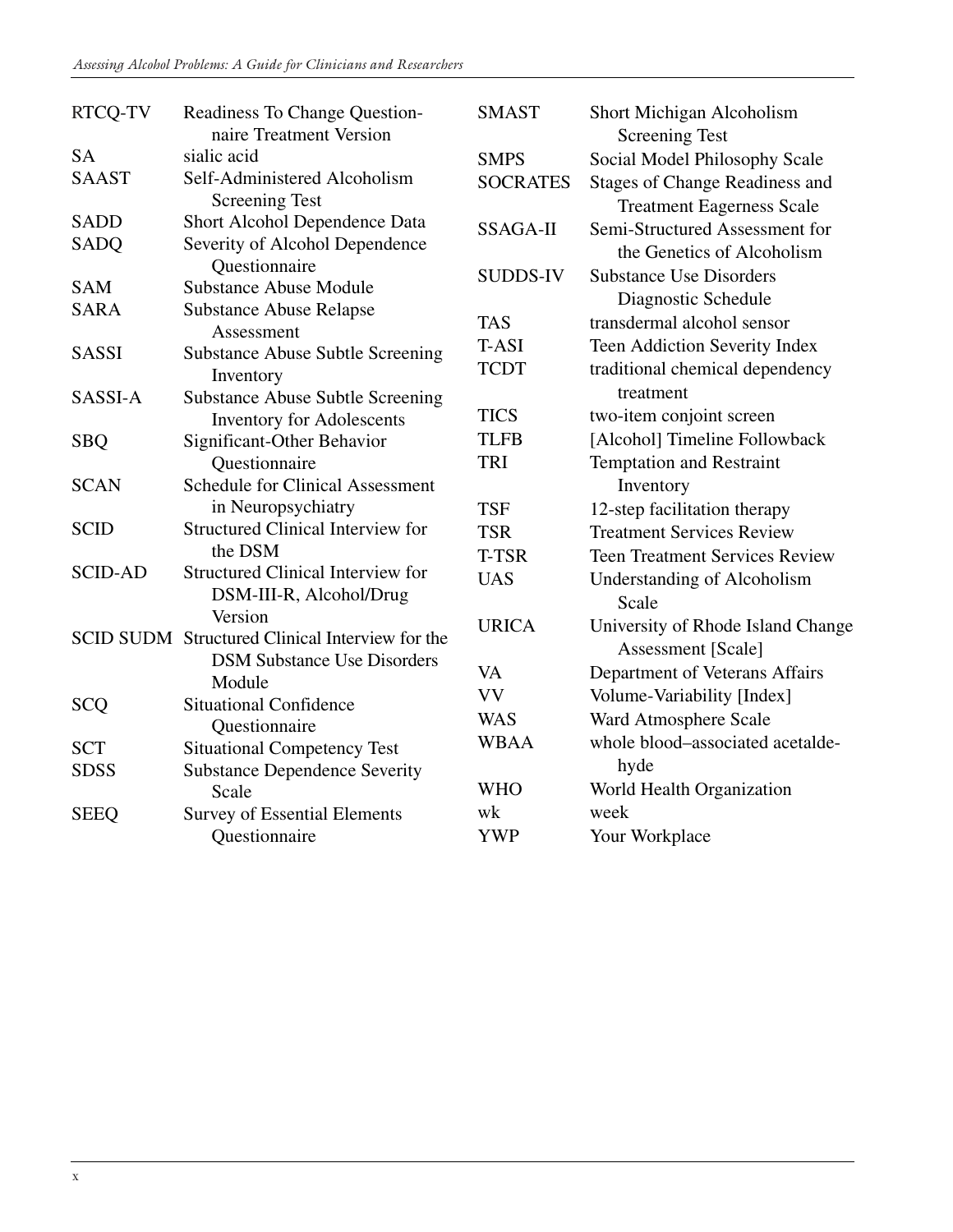| | |
|---|---|
| RTCQ-TV | Readiness To Change Questionnaire Treatment Version |
| SA | sialic acid |
| SAAST | Self-Administered Alcoholism Screening Test |
| SADD | Short Alcohol Dependence Data |
| SADQ | Severity of Alcohol Dependence Questionnaire |
| SAM | Substance Abuse Module |
| SARA | Substance Abuse Relapse Assessment |
| SASSI | Substance Abuse Subtle Screening Inventory |
| SASSI-A | Substance Abuse Subtle Screening Inventory for Adolescents |
| SBQ | Significant-Other Behavior Questionnaire |
| SCAN | Schedule for Clinical Assessment in Neuropsychiatry |
| SCID | Structured Clinical Interview for the DSM |
| SCID-AD | Structured Clinical Interview for DSM-III-R, Alcohol/Drug Version |
| SCID SUDM | Structured Clinical Interview for the DSM Substance Use Disorders Module |
| SCQ | Situational Confidence Questionnaire |
| SCT | Situational Competency Test |
| SDSS | Substance Dependence Severity Scale |
| SEEQ | Survey of Essential Elements Questionnaire |
| SMAST | Short Michigan Alcoholism Screening Test |
| SMPS | Social Model Philosophy Scale |
| SOCRATES | Stages of Change Readiness and Treatment Eagerness Scale |
| SSAGA-II | Semi-Structured Assessment for the Genetics of Alcoholism |
| SUDDS-IV | Substance Use Disorders Diagnostic Schedule |
| TAS | transdermal alcohol sensor |
| T-ASI | Teen Addiction Severity Index |
| TCDT | traditional chemical dependency treatment |
| TICS | two-item conjoint screen |
| TLFB | [Alcohol] Timeline Followback |
| TRI | Temptation and Restraint Inventory |
| TSF | 12-step facilitation therapy |
| TSR | Treatment Services Review |
| T-TSR | Teen Treatment Services Review |
| UAS | Understanding of Alcoholism Scale |
| URICA | University of Rhode Island Change Assessment [Scale] |
| VA | Department of Veterans Affairs |
| VV | Volume-Variability [Index] |
| WAS | Ward Atmosphere Scale |
| WBAA | whole blood–associated acetaldehyde |
| WHO | World Health Organization |
| wk | week |
| YWP | Your Workplace |